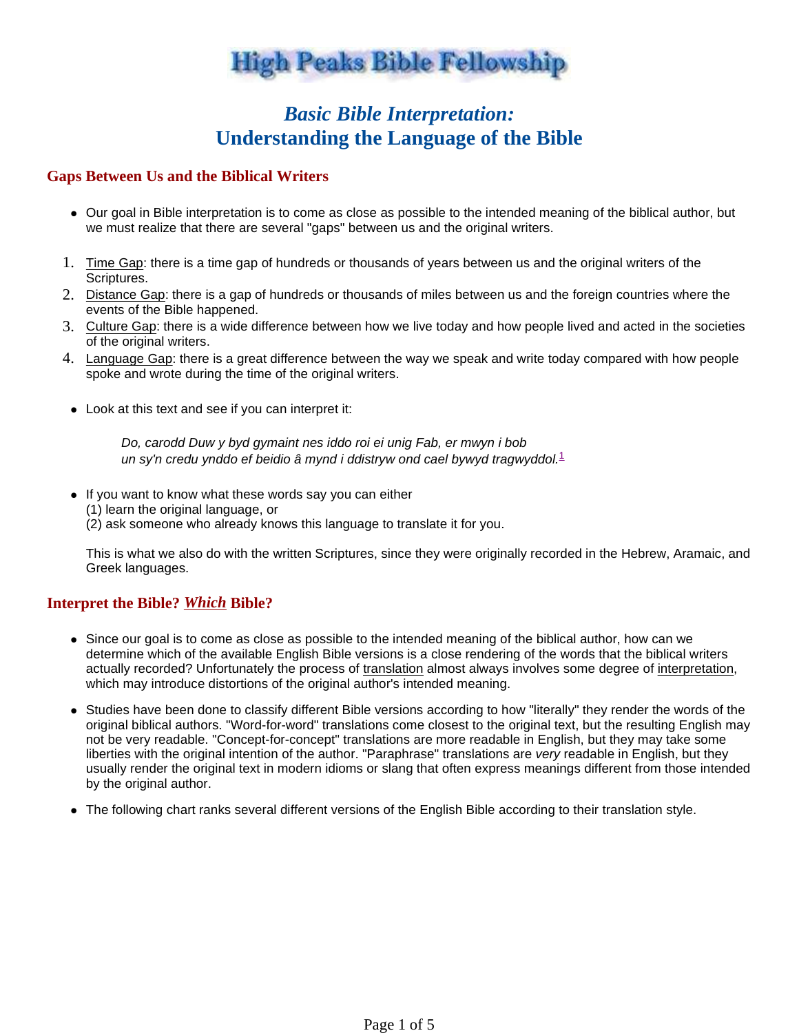# High Peaks Bible Fellowship

## *Basic Bible Interpretation:*
## Understanding the Language of the Bible

### Gaps Between Us and the Biblical Writers

- Our goal in Bible interpretation is to come as close as possible to the intended meaning of the biblical author, but we must realize that there are several "gaps" between us and the original writers.

1. Time Gap: there is a time gap of hundreds or thousands of years between us and the original writers of the Scriptures.
2. Distance Gap: there is a gap of hundreds or thousands of miles between us and the foreign countries where the events of the Bible happened.
3. Culture Gap: there is a wide difference between how we live today and how people lived and acted in the societies of the original writers.
4. Language Gap: there is a great difference between the way we speak and write today compared with how people spoke and wrote during the time of the original writers.

- Look at this text and see if you can interpret it:

> *Do, carodd Duw y byd gymaint nes iddo roi ei unig Fab, er mwyn i bob un sy'n credu ynddo ef beidio â mynd i ddistryw ond cael bywyd tragwyddol.*[1]

- If you want to know what these words say you can either
  (1) learn the original language, or
  (2) ask someone who already knows this language to translate it for you.

  This is what we also do with the written Scriptures, since they were originally recorded in the Hebrew, Aramaic, and Greek languages.

### Interpret the Bible? *Which* Bible?

- Since our goal is to come as close as possible to the intended meaning of the biblical author, how can we determine which of the available English Bible versions is a close rendering of the words that the biblical writers actually recorded? Unfortunately the process of translation almost always involves some degree of interpretation, which may introduce distortions of the original author's intended meaning.
- Studies have been done to classify different Bible versions according to how "literally" they render the words of the original biblical authors. "Word-for-word" translations come closest to the original text, but the resulting English may not be very readable. "Concept-for-concept" translations are more readable in English, but they may take some liberties with the original intention of the author. "Paraphrase" translations are *very* readable in English, but they usually render the original text in modern idioms or slang that often express meanings different from those intended by the original author.
- The following chart ranks several different versions of the English Bible according to their translation style.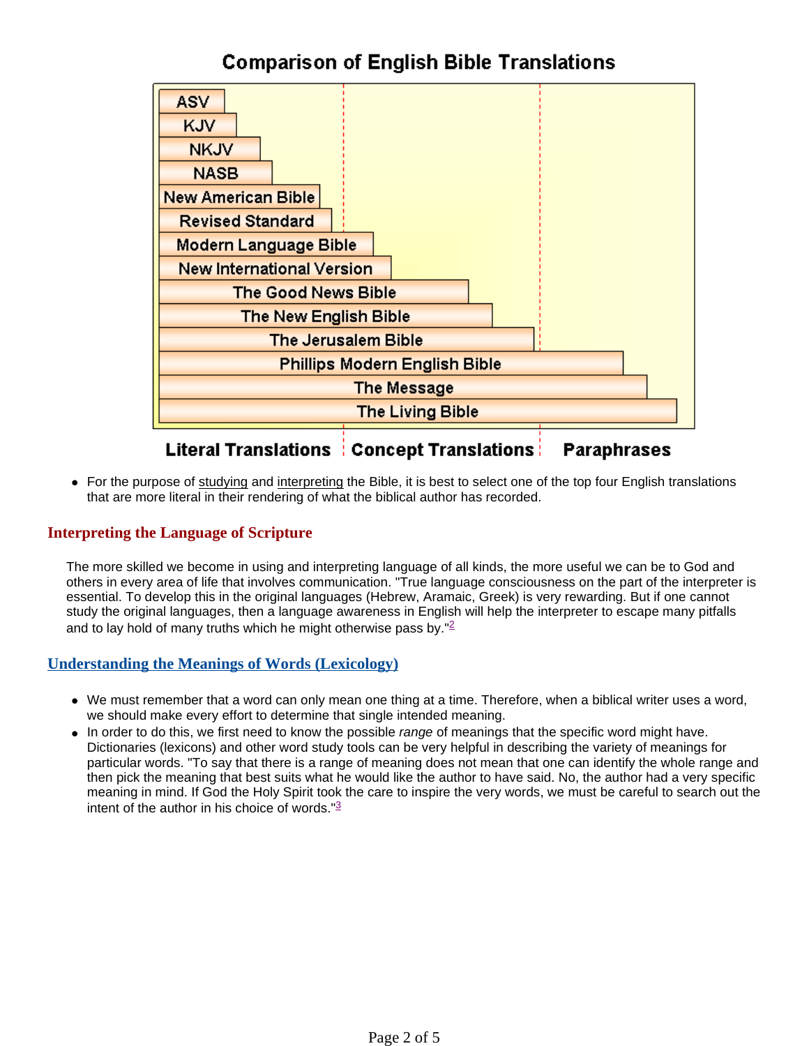**Comparison of English Bible Translations**

- ASV
- KJV
- NKJV
- NASB
- New American Bible
- Revised Standard
- Modern Language Bible
- New International Version
- The Good News Bible
- The New English Bible
- The Jerusalem Bible
- Phillips Modern English Bible
- The Message
- The Living Bible

Literal Translations | Concept Translations | Paraphrases

- For the purpose of studying and interpreting the Bible, it is best to select one of the top four English translations that are more literal in their rendering of what the biblical author has recorded.

## Interpreting the Language of Scripture

The more skilled we become in using and interpreting language of all kinds, the more useful we can be to God and others in every area of life that involves communication. "True language consciousness on the part of the interpreter is essential. To develop this in the original languages (Hebrew, Aramaic, Greek) is very rewarding. But if one cannot study the original languages, then a language awareness in English will help the interpreter to escape many pitfalls and to lay hold of many truths which he might otherwise pass by."[2]

### Understanding the Meanings of Words (Lexicology)

- We must remember that a word can only mean one thing at a time. Therefore, when a biblical writer uses a word, we should make every effort to determine that single intended meaning.
- In order to do this, we first need to know the possible *range* of meanings that the specific word might have. Dictionaries (lexicons) and other word study tools can be very helpful in describing the variety of meanings for particular words. "To say that there is a range of meaning does not mean that one can identify the whole range and then pick the meaning that best suits what he would like the author to have said. No, the author had a very specific meaning in mind. If God the Holy Spirit took the care to inspire the very words, we must be careful to search out the intent of the author in his choice of words."[3]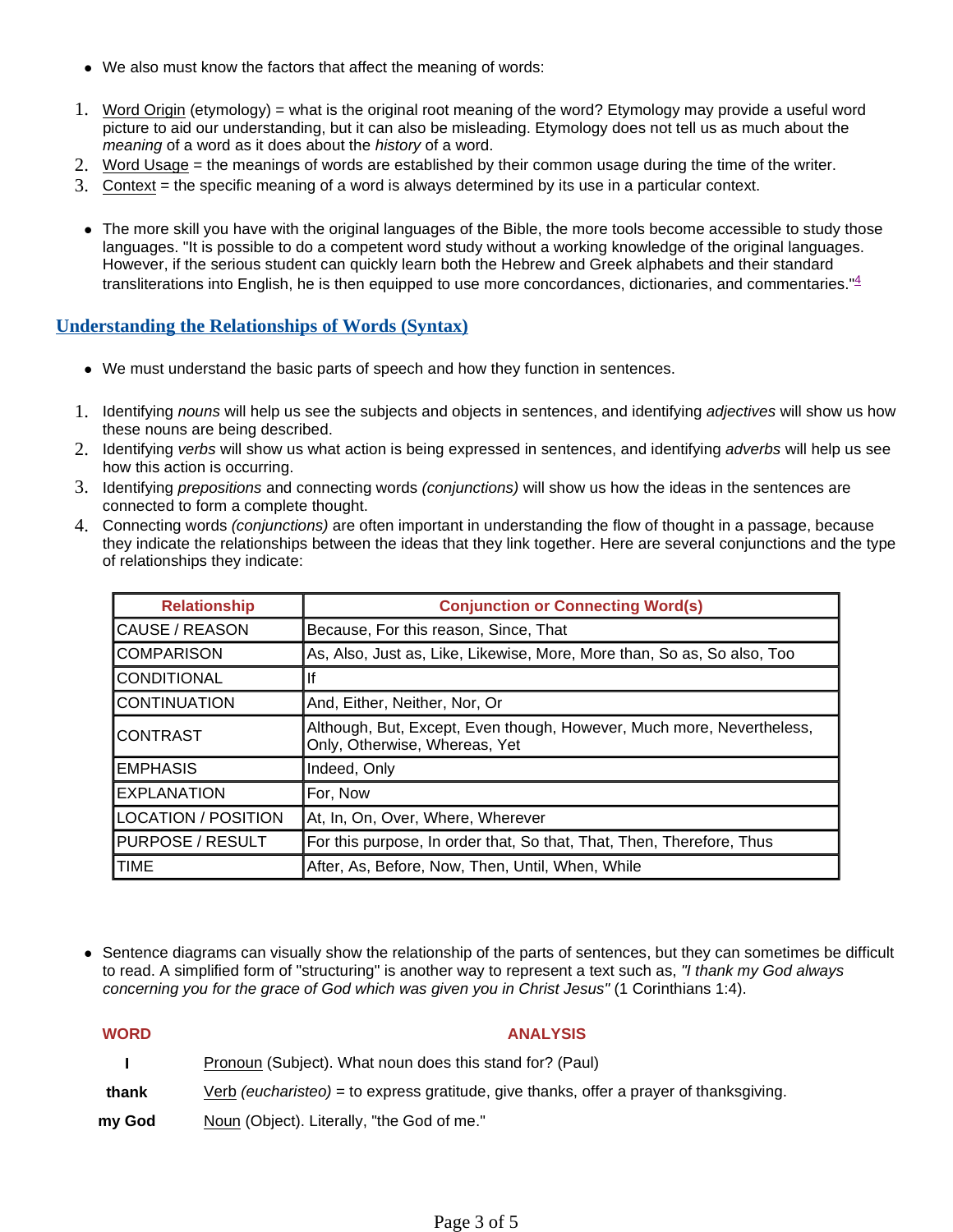- We also must know the factors that affect the meaning of words:

1. Word Origin (etymology) = what is the original root meaning of the word? Etymology may provide a useful word picture to aid our understanding, but it can also be misleading. Etymology does not tell us as much about the *meaning* of a word as it does about the *history* of a word.
2. Word Usage = the meanings of words are established by their common usage during the time of the writer.
3. Context = the specific meaning of a word is always determined by its use in a particular context.

- The more skill you have with the original languages of the Bible, the more tools become accessible to study those languages. "It is possible to do a competent word study without a working knowledge of the original languages. However, if the serious student can quickly learn both the Hebrew and Greek alphabets and their standard transliterations into English, he is then equipped to use more concordances, dictionaries, and commentaries."[4]

## Understanding the Relationships of Words (Syntax)

- We must understand the basic parts of speech and how they function in sentences.

1. Identifying *nouns* will help us see the subjects and objects in sentences, and identifying *adjectives* will show us how these nouns are being described.
2. Identifying *verbs* will show us what action is being expressed in sentences, and identifying *adverbs* will help us see how this action is occurring.
3. Identifying *prepositions* and connecting words *(conjunctions)* will show us how the ideas in the sentences are connected to form a complete thought.
4. Connecting words *(conjunctions)* are often important in understanding the flow of thought in a passage, because they indicate the relationships between the ideas that they link together. Here are several conjunctions and the type of relationships they indicate:

| Relationship | Conjunction or Connecting Word(s) |
|---|---|
| CAUSE / REASON | Because, For this reason, Since, That |
| COMPARISON | As, Also, Just as, Like, Likewise, More, More than, So as, So also, Too |
| CONDITIONAL | If |
| CONTINUATION | And, Either, Neither, Nor, Or |
| CONTRAST | Although, But, Except, Even though, However, Much more, Nevertheless, Only, Otherwise, Whereas, Yet |
| EMPHASIS | Indeed, Only |
| EXPLANATION | For, Now |
| LOCATION / POSITION | At, In, On, Over, Where, Wherever |
| PURPOSE / RESULT | For this purpose, In order that, So that, That, Then, Therefore, Thus |
| TIME | After, As, Before, Now, Then, Until, When, While |

- Sentence diagrams can visually show the relationship of the parts of sentences, but they can sometimes be difficult to read. A simplified form of "structuring" is another way to represent a text such as, *"I thank my God always concerning you for the grace of God which was given you in Christ Jesus"* (1 Corinthians 1:4).

| WORD | ANALYSIS |
|---|---|
| **I** | Pronoun (Subject). What noun does this stand for? (Paul) |
| **thank** | Verb *(eucharisteo)* = to express gratitude, give thanks, offer a prayer of thanksgiving. |
| **my God** | Noun (Object). Literally, "the God of me." |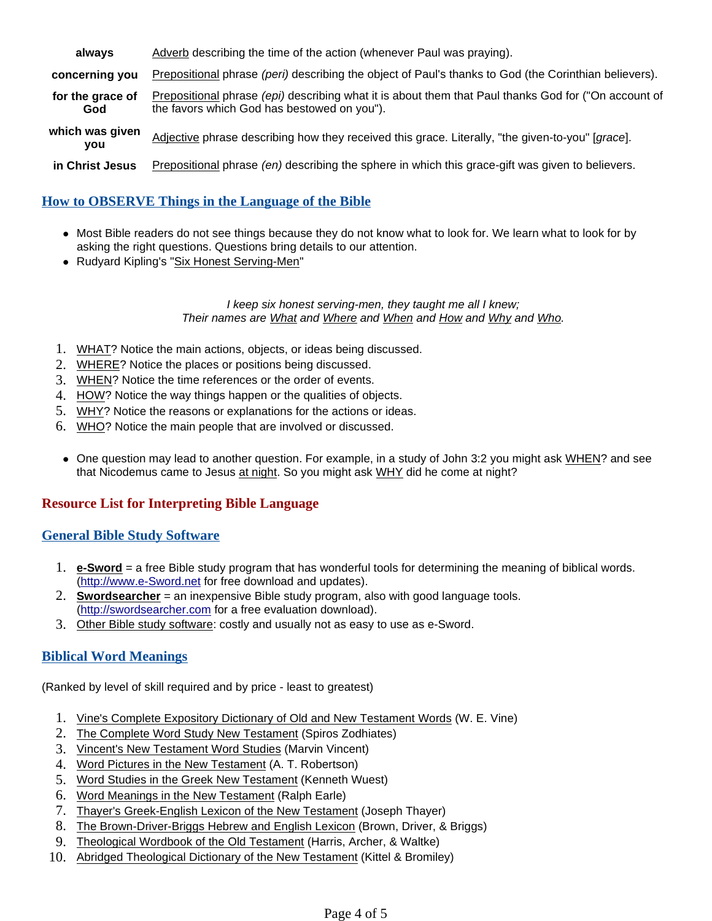| | |
|---|---|
| **always** | Adverb describing the time of the action (whenever Paul was praying). |
| **concerning you** | Prepositional phrase *(peri)* describing the object of Paul's thanks to God (the Corinthian believers). |
| **for the grace of God** | Prepositional phrase *(epi)* describing what it is about them that Paul thanks God for ("On account of the favors which God has bestowed on you"). |
| **which was given you** | Adjective phrase describing how they received this grace. Literally, "the given-to-you" [*grace*]. |
| **in Christ Jesus** | Prepositional phrase *(en)* describing the sphere in which this grace-gift was given to believers. |

## How to OBSERVE Things in the Language of the Bible

- Most Bible readers do not see things because they do not know what to look for. We learn what to look for by asking the right questions. Questions bring details to our attention.
- Rudyard Kipling's "Six Honest Serving-Men"

*I keep six honest serving-men, they taught me all I knew;*
*Their names are What and Where and When and How and Why and Who.*

1. WHAT? Notice the main actions, objects, or ideas being discussed.
2. WHERE? Notice the places or positions being discussed.
3. WHEN? Notice the time references or the order of events.
4. HOW? Notice the way things happen or the qualities of objects.
5. WHY? Notice the reasons or explanations for the actions or ideas.
6. WHO? Notice the main people that are involved or discussed.

- One question may lead to another question. For example, in a study of John 3:2 you might ask WHEN? and see that Nicodemus came to Jesus at night. So you might ask WHY did he come at night?

## Resource List for Interpreting Bible Language

### General Bible Study Software

1. **e-Sword** = a free Bible study program that has wonderful tools for determining the meaning of biblical words. (http://www.e-Sword.net for free download and updates).
2. **Swordsearcher** = an inexpensive Bible study program, also with good language tools. (http://swordsearcher.com for a free evaluation download).
3. Other Bible study software: costly and usually not as easy to use as e-Sword.

### Biblical Word Meanings

(Ranked by level of skill required and by price - least to greatest)

1. Vine's Complete Expository Dictionary of Old and New Testament Words (W. E. Vine)
2. The Complete Word Study New Testament (Spiros Zodhiates)
3. Vincent's New Testament Word Studies (Marvin Vincent)
4. Word Pictures in the New Testament (A. T. Robertson)
5. Word Studies in the Greek New Testament (Kenneth Wuest)
6. Word Meanings in the New Testament (Ralph Earle)
7. Thayer's Greek-English Lexicon of the New Testament (Joseph Thayer)
8. The Brown-Driver-Briggs Hebrew and English Lexicon (Brown, Driver, & Briggs)
9. Theological Wordbook of the Old Testament (Harris, Archer, & Waltke)
10. Abridged Theological Dictionary of the New Testament (Kittel & Bromiley)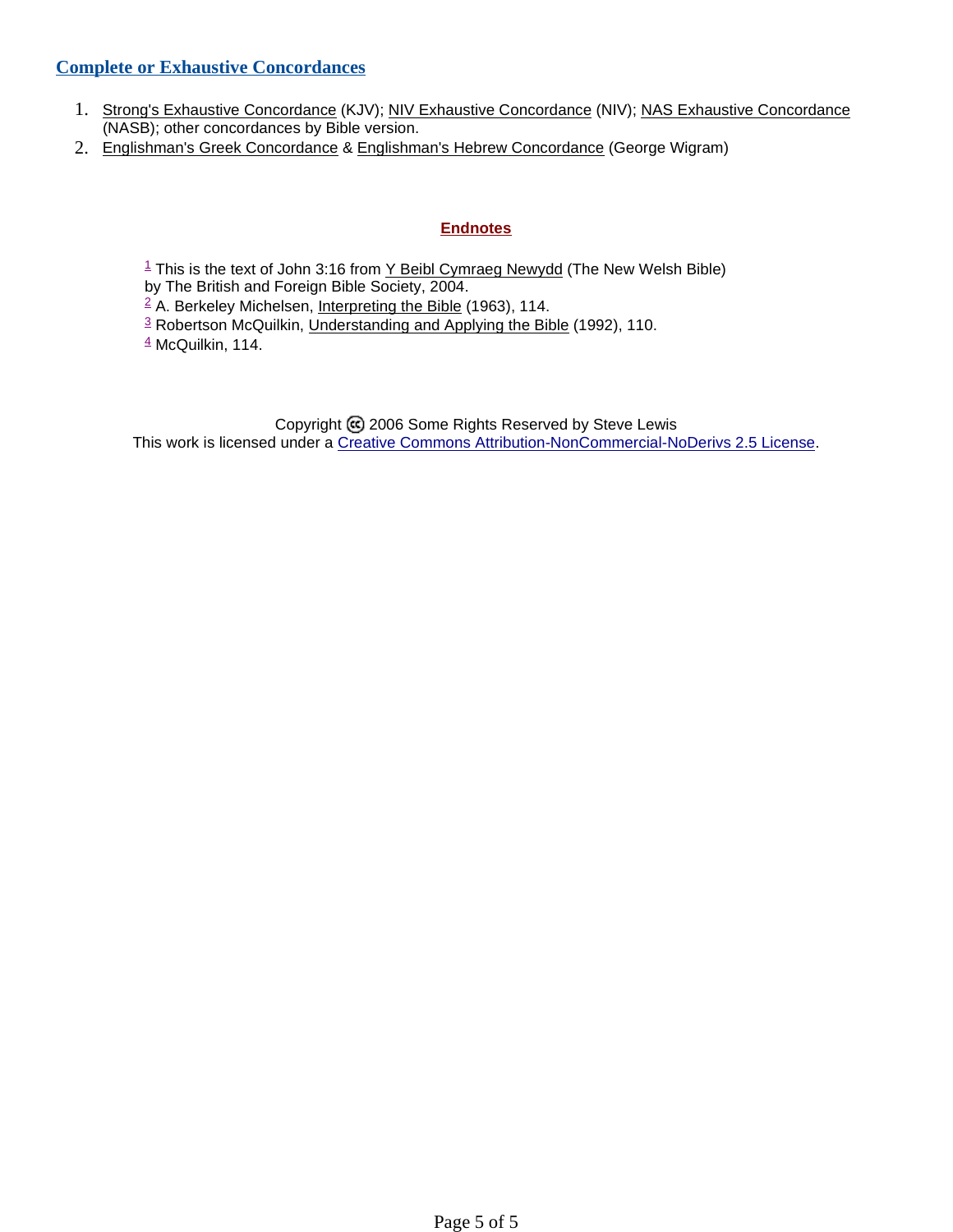## Complete or Exhaustive Concordances

1. Strong's Exhaustive Concordance (KJV); NIV Exhaustive Concordance (NIV); NAS Exhaustive Concordance (NASB); other concordances by Bible version.
2. Englishman's Greek Concordance & Englishman's Hebrew Concordance (George Wigram)

### Endnotes

[1] This is the text of John 3:16 from Y Beibl Cymraeg Newydd (The New Welsh Bible) by The British and Foreign Bible Society, 2004.
[2] A. Berkeley Michelsen, Interpreting the Bible (1963), 114.
[3] Robertson McQuilkin, Understanding and Applying the Bible (1992), 110.
[4] McQuilkin, 114.

Copyright (cc) 2006 Some Rights Reserved by Steve Lewis
This work is licensed under a Creative Commons Attribution-NonCommercial-NoDerivs 2.5 License.